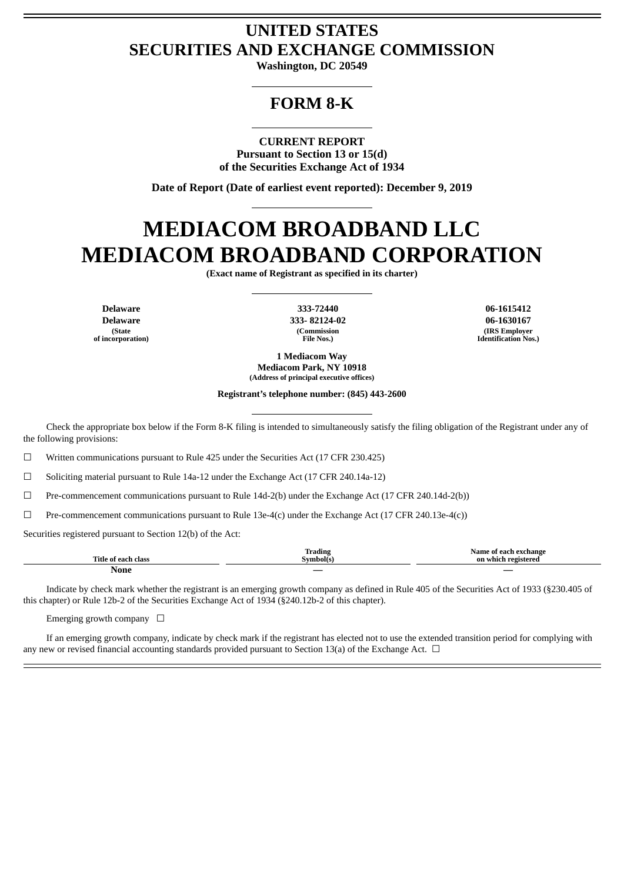# UNITED STATES
# SECURITIES AND EXCHANGE COMMISSION

**Washington, DC 20549**

## FORM 8-K

**CURRENT REPORT**
**Pursuant to Section 13 or 15(d)**
**of the Securities Exchange Act of 1934**

**Date of Report (Date of earliest event reported): December 9, 2019**

# MEDIACOM BROADBAND LLC
# MEDIACOM BROADBAND CORPORATION

**(Exact name of Registrant as specified in its charter)**

| **Delaware** | **333-72440** | **06-1615412** |
|---|---|---|
| **Delaware** | **333- 82124-02** | **06-1630167** |
| **(State of incorporation)** | **(Commission File Nos.)** | **(IRS Employer Identification Nos.)** |

**1 Mediacom Way**
**Mediacom Park, NY 10918**
**(Address of principal executive offices)**

**Registrant's telephone number: (845) 443-2600**

Check the appropriate box below if the Form 8-K filing is intended to simultaneously satisfy the filing obligation of the Registrant under any of the following provisions:

☐ Written communications pursuant to Rule 425 under the Securities Act (17 CFR 230.425)

☐ Soliciting material pursuant to Rule 14a-12 under the Exchange Act (17 CFR 240.14a-12)

☐ Pre-commencement communications pursuant to Rule 14d-2(b) under the Exchange Act (17 CFR 240.14d-2(b))

☐ Pre-commencement communications pursuant to Rule 13e-4(c) under the Exchange Act (17 CFR 240.13e-4(c))

Securities registered pursuant to Section 12(b) of the Act:

| Title of each class | Trading Symbol(s) | Name of each exchange on which registered |
|---|---|---|
| **None** | — | — |

Indicate by check mark whether the registrant is an emerging growth company as defined in Rule 405 of the Securities Act of 1933 (§230.405 of this chapter) or Rule 12b-2 of the Securities Exchange Act of 1934 (§240.12b-2 of this chapter).

Emerging growth company ☐

If an emerging growth company, indicate by check mark if the registrant has elected not to use the extended transition period for complying with any new or revised financial accounting standards provided pursuant to Section 13(a) of the Exchange Act. ☐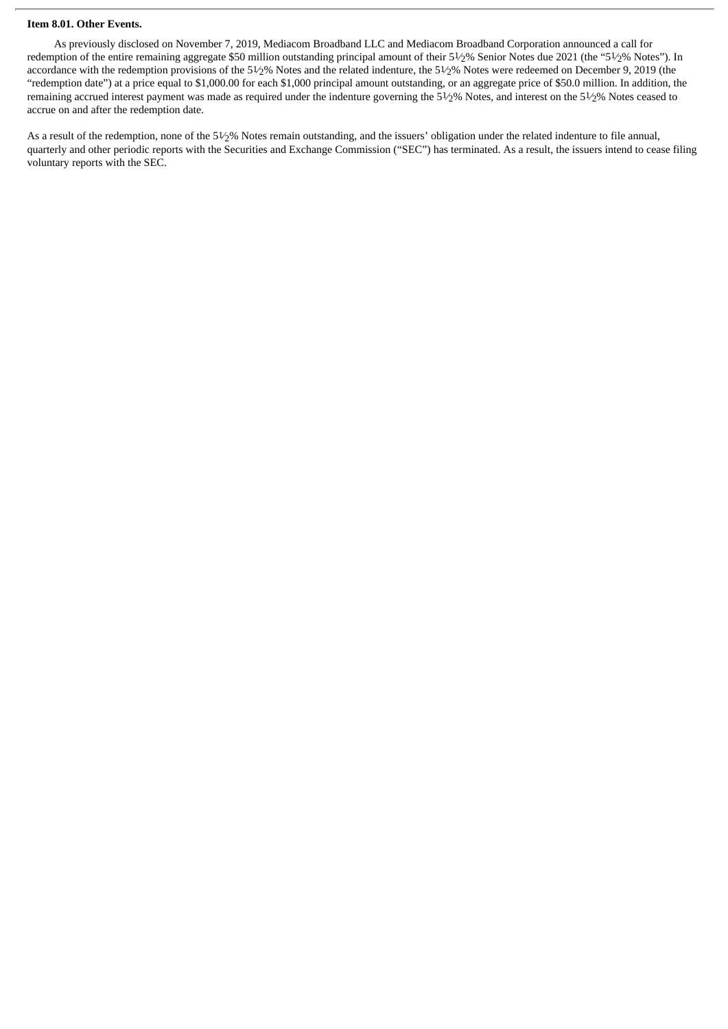**Item 8.01. Other Events.**

As previously disclosed on November 7, 2019, Mediacom Broadband LLC and Mediacom Broadband Corporation announced a call for redemption of the entire remaining aggregate $50 million outstanding principal amount of their 5½% Senior Notes due 2021 (the "5½% Notes"). In accordance with the redemption provisions of the 5½% Notes and the related indenture, the 5½% Notes were redeemed on December 9, 2019 (the "redemption date") at a price equal to $1,000.00 for each $1,000 principal amount outstanding, or an aggregate price of $50.0 million. In addition, the remaining accrued interest payment was made as required under the indenture governing the 5½% Notes, and interest on the 5½% Notes ceased to accrue on and after the redemption date.

As a result of the redemption, none of the 5½% Notes remain outstanding, and the issuers' obligation under the related indenture to file annual, quarterly and other periodic reports with the Securities and Exchange Commission ("SEC") has terminated. As a result, the issuers intend to cease filing voluntary reports with the SEC.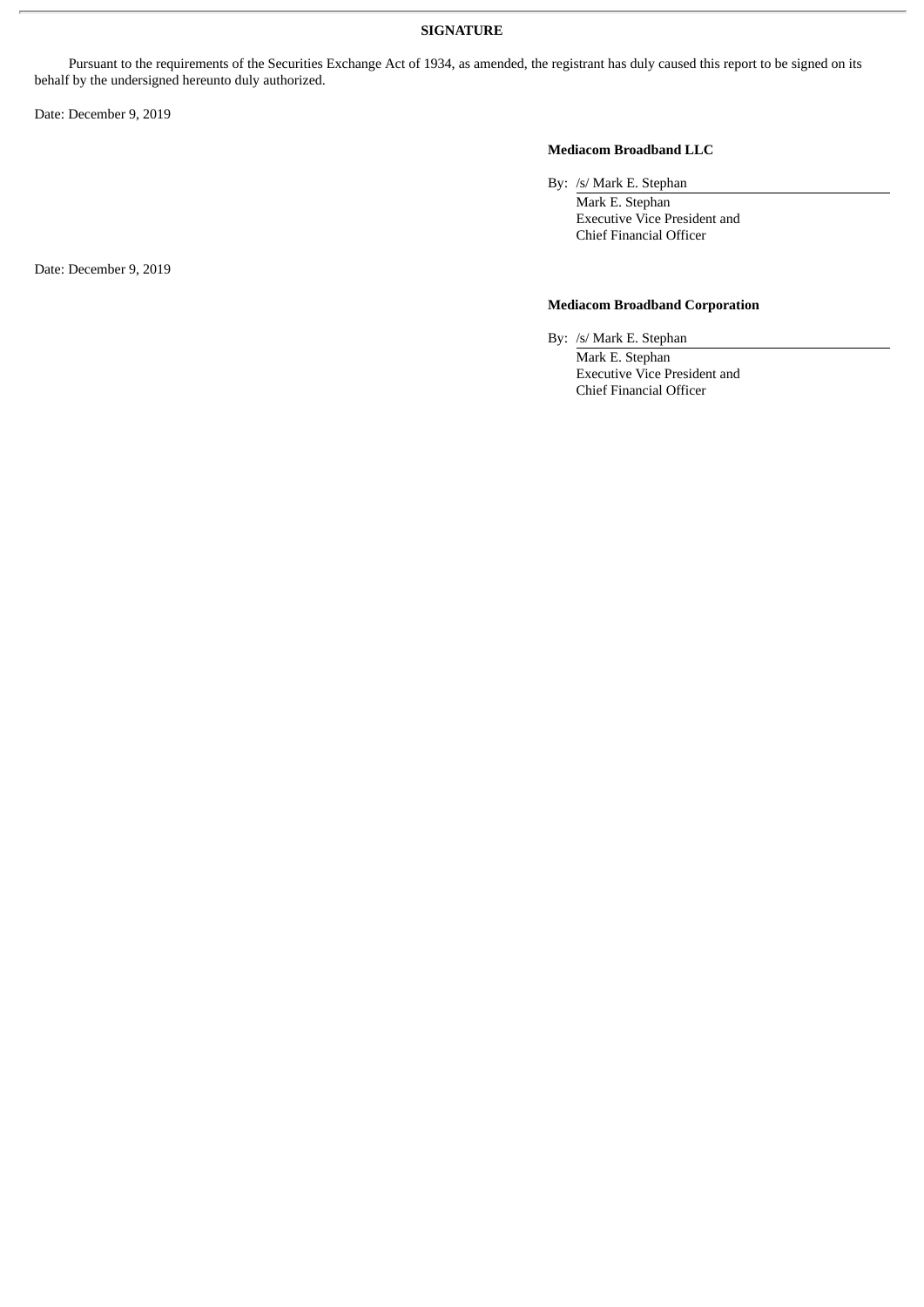**SIGNATURE**

Pursuant to the requirements of the Securities Exchange Act of 1934, as amended, the registrant has duly caused this report to be signed on its behalf by the undersigned hereunto duly authorized.

Date: December 9, 2019

**Mediacom Broadband LLC**

By: /s/ Mark E. Stephan
Mark E. Stephan
Executive Vice President and
Chief Financial Officer

Date: December 9, 2019

**Mediacom Broadband Corporation**

By: /s/ Mark E. Stephan
Mark E. Stephan
Executive Vice President and
Chief Financial Officer